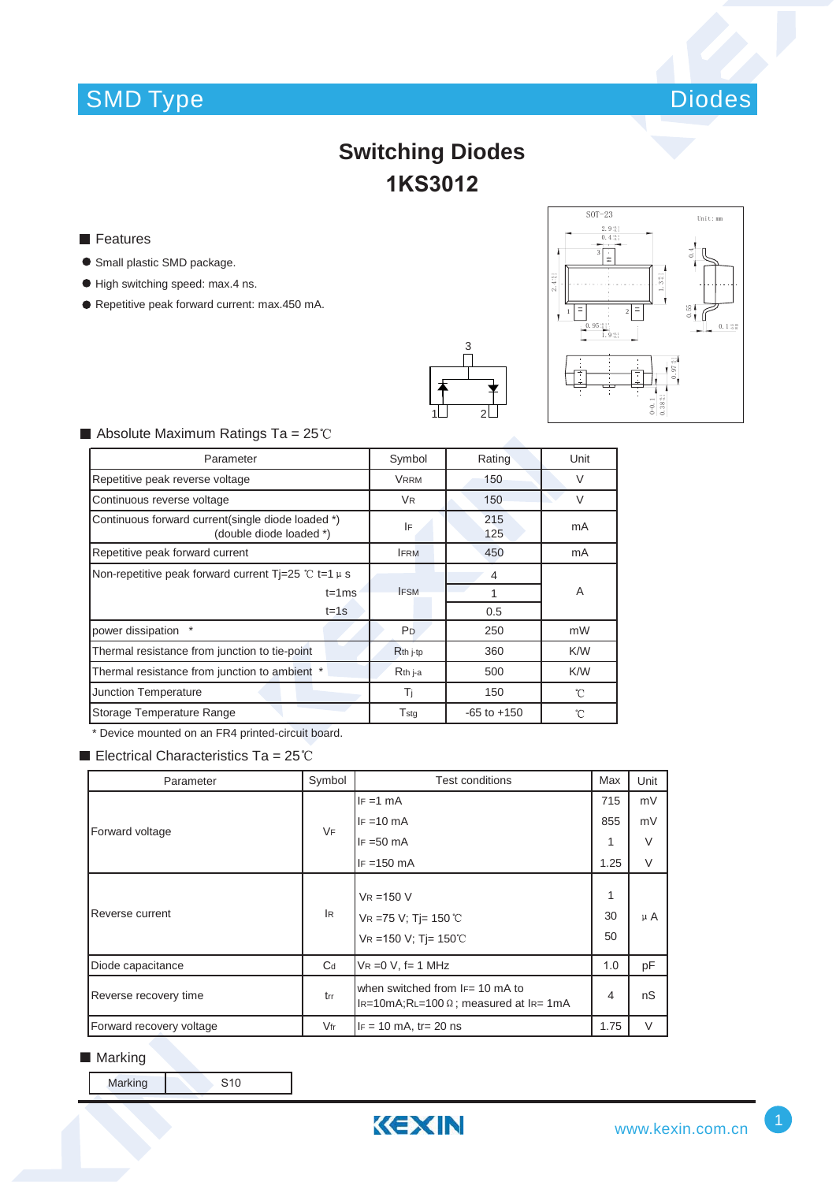SMD Type

Diodes

# Switching Diodes

# 1KS3012

## Features

- Small plastic SMD package.
- High switching speed: max.4 ns.
- Repetitive peak forward current: max.450 mA.

## Absolute Maximum Ratings Ta = 25℃

| Parameter | Symbol | Rating | Unit |
|---|---|---|---|
| Repetitive peak reverse voltage | $V_{RRM}$ | 150 | V |
| Continuous reverse voltage | $V_R$ | 150 | V |
| Continuous forward current(single diode loaded *) (double diode loaded *) | $I_F$ | 215 125 | mA |
| Repetitive peak forward current | $I_{FRM}$ | 450 | mA |
| Non-repetitive peak forward current Tj=25 ℃ t=1 μ s | $I_{FSM}$ | 4 | A |
| t=1ms | | 1 | |
| t=1s | | 0.5 | |
| power dissipation * | $P_D$ | 250 | mW |
| Thermal resistance from junction to tie-point | $R_{th\ j\text{-}tp}$ | 360 | K/W |
| Thermal resistance from junction to ambient * | $R_{th\ j\text{-}a}$ | 500 | K/W |
| Junction Temperature | $T_j$ | 150 | ℃ |
| Storage Temperature Range | $T_{stg}$ | -65 to +150 | ℃ |

\* Device mounted on an FR4 printed-circuit board.

## Electrical Characteristics Ta = 25℃

| Parameter | Symbol | Test conditions | Max | Unit |
|---|---|---|---|---|
| Forward voltage | $V_F$ | $I_F$ =1 mA | 715 | mV |
| | | $I_F$ =10 mA | 855 | mV |
| | | $I_F$ =50 mA | 1 | V |
| | | $I_F$ =150 mA | 1.25 | V |
| Reverse current | $I_R$ | $V_R$ =150 V | 1 | μ A |
| | | $V_R$ =75 V; Tj= 150 ℃ | 30 | |
| | | $V_R$ =150 V; Tj= 150℃ | 50 | |
| Diode capacitance | $C_d$ | $V_R$ =0 V, f= 1 MHz | 1.0 | pF |
| Reverse recovery time | $t_{rr}$ | when switched from $I_F$= 10 mA to $I_R$=10mA;$R_L$=100 Ω ; measured at $I_R$= 1mA | 4 | nS |
| Forward recovery voltage | $V_{fr}$ | $I_F$ = 10 mA, tr= 20 ns | 1.75 | V |

## Marking

| Marking | S10 |
|---|---|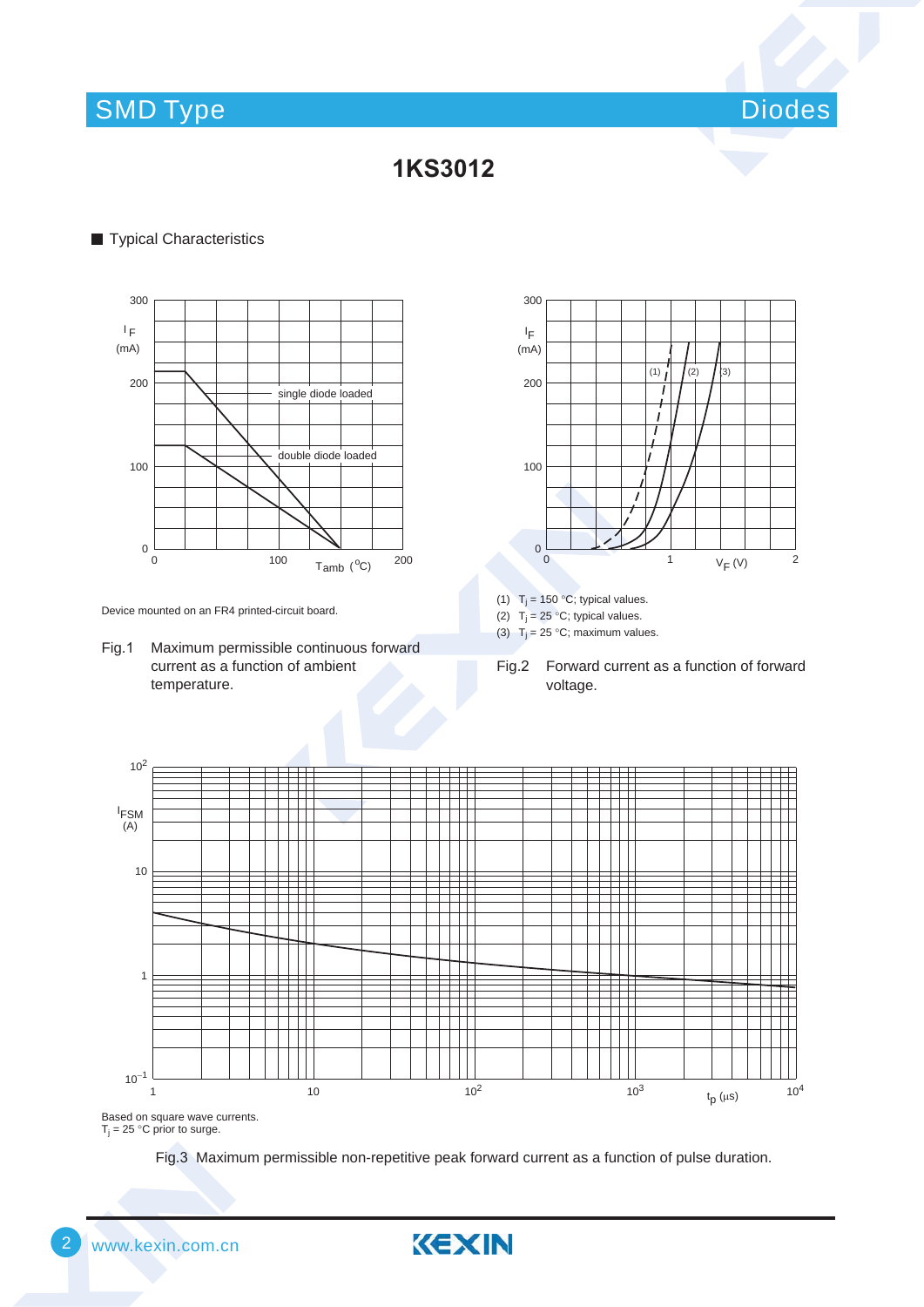# 1KS3012

## Typical Characteristics

300

$I_F$ (mA)

200

100

0

0

100

$T_{amb}$ (°C)

200

single diode loaded

double diode loaded

Device mounted on an FR4 printed-circuit board.

Fig.1 Maximum permissible continuous forward current as a function of ambient temperature.

300

$I_F$ (mA)

200

100

0

0

1

$V_F$ (V)

2

(1)

(2)

(3)

(1) $T_j$ = 150 °C; typical values.
(2) $T_j$ = 25 °C; typical values.
(3) $T_j$ = 25 °C; maximum values.

Fig.2 Forward current as a function of forward voltage.

$10^2$

$I_{FSM}$ (A)

10

1

$10^{-1}$

1

10

$10^2$

$10^3$

$t_p$ (μs)

$10^4$

Based on square wave currents.
$T_j$ = 25 °C prior to surge.

Fig.3 Maximum permissible non-repetitive peak forward current as a function of pulse duration.